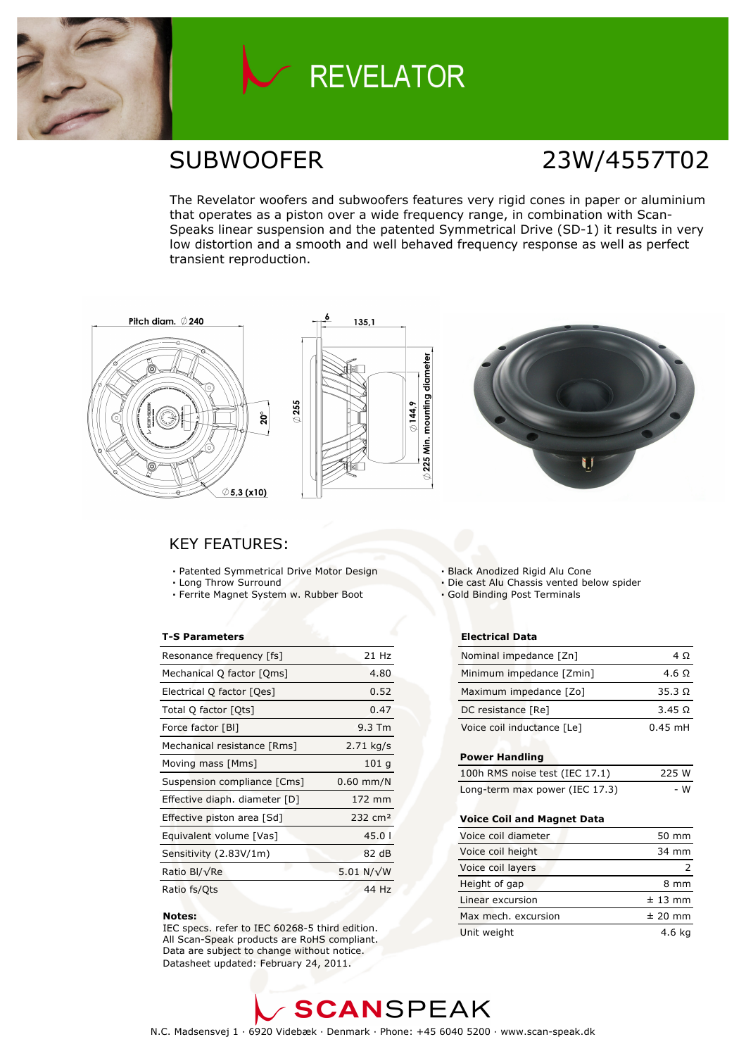# REVELATOR

## SUBWOOFER

## 23W/4557T02

The Revelator woofers and subwoofers features very rigid cones in paper or aluminium that operates as a piston over a wide frequency range, in combination with Scan-Speaks linear suspension and the patented Symmetrical Drive (SD-1) it results in very low distortion and a smooth and well behaved frequency response as well as perfect transient reproduction.

Pitch diam. ∅240

20°

∅5,3 (x10)

6

135,1

∅255

∅144,9

∅225 Min. mounting diameter

### KEY FEATURES:

- Patented Symmetrical Drive Motor Design
- Long Throw Surround
- Ferrite Magnet System w. Rubber Boot
- Black Anodized Rigid Alu Cone
- Die cast Alu Chassis vented below spider
- Gold Binding Post Terminals

**T-S Parameters**

| | |
|---|---|
| Resonance frequency [fs] | 21 Hz |
| Mechanical Q factor [Qms] | 4.80 |
| Electrical Q factor [Qes] | 0.52 |
| Total Q factor [Qts] | 0.47 |
| Force factor [Bl] | 9.3 Tm |
| Mechanical resistance [Rms] | 2.71 kg/s |
| Moving mass [Mms] | 101 g |
| Suspension compliance [Cms] | 0.60 mm/N |
| Effective diaph. diameter [D] | 172 mm |
| Effective piston area [Sd] | 232 cm² |
| Equivalent volume [Vas] | 45.0 l |
| Sensitivity (2.83V/1m) | 82 dB |
| Ratio Bl/√Re | 5.01 N/√W |
| Ratio fs/Qts | 44 Hz |

**Notes:**
IEC specs. refer to IEC 60268-5 third edition.
All Scan-Speak products are RoHS compliant.
Data are subject to change without notice.
Datasheet updated: February 24, 2011.

**Electrical Data**

| | |
|---|---|
| Nominal impedance [Zn] | 4 Ω |
| Minimum impedance [Zmin] | 4.6 Ω |
| Maximum impedance [Zo] | 35.3 Ω |
| DC resistance [Re] | 3.45 Ω |
| Voice coil inductance [Le] | 0.45 mH |

**Power Handling**

| | |
|---|---|
| 100h RMS noise test (IEC 17.1) | 225 W |
| Long-term max power (IEC 17.3) | - W |

**Voice Coil and Magnet Data**

| | |
|---|---|
| Voice coil diameter | 50 mm |
| Voice coil height | 34 mm |
| Voice coil layers | 2 |
| Height of gap | 8 mm |
| Linear excursion | ± 13 mm |
| Max mech. excursion | ± 20 mm |
| Unit weight | 4.6 kg |

SCANSPEAK

N.C. Madsensvej 1 · 6920 Videbæk · Denmark · Phone: +45 6040 5200 · www.scan-speak.dk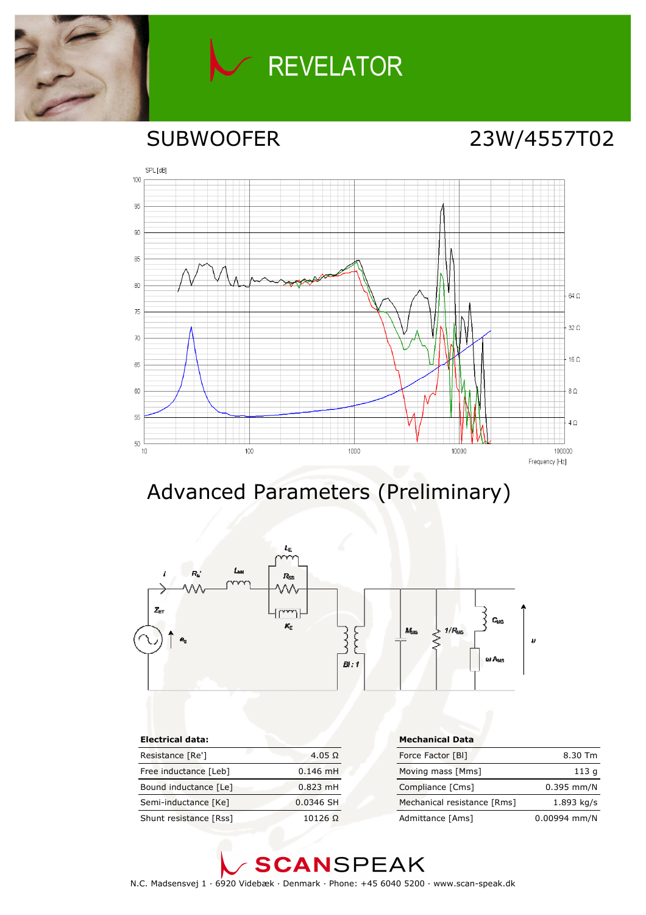# REVELATOR

## SUBWOOFER

## 23W/4557T02

SPL [dB]

100
95
90
85
80
75
70
65
60
55
50

64 Ω
32 Ω
16 Ω
8 Ω
4 Ω

10
100
1000
10000
100000

Frequency [Hz]

## Advanced Parameters (Preliminary)

$L_E$
$R_E'$
$L_{EB}$
$R_{SS}$
$K_E$
$i$
$Z_{ET}$
$e_g$
$Bl:1$
$M_{MS}$
$1/R_{MS}$
$C_{MS}$
$\omega A_{MS}$
$u$

| **Electrical data:** | |
|---|---|
| Resistance [Re'] | 4.05 Ω |
| Free inductance [Leb] | 0.146 mH |
| Bound inductance [Le] | 0.823 mH |
| Semi-inductance [Ke] | 0.0346 SH |
| Shunt resistance [Rss] | 10126 Ω |

| **Mechanical Data** | |
|---|---|
| Force Factor [Bl] | 8.30 Tm |
| Moving mass [Mms] | 113 g |
| Compliance [Cms] | 0.395 mm/N |
| Mechanical resistance [Rms] | 1.893 kg/s |
| Admittance [Ams] | 0.00994 mm/N |

SCANSPEAK

N.C. Madsensvej 1 · 6920 Videbæk · Denmark · Phone: +45 6040 5200 · www.scan-speak.dk